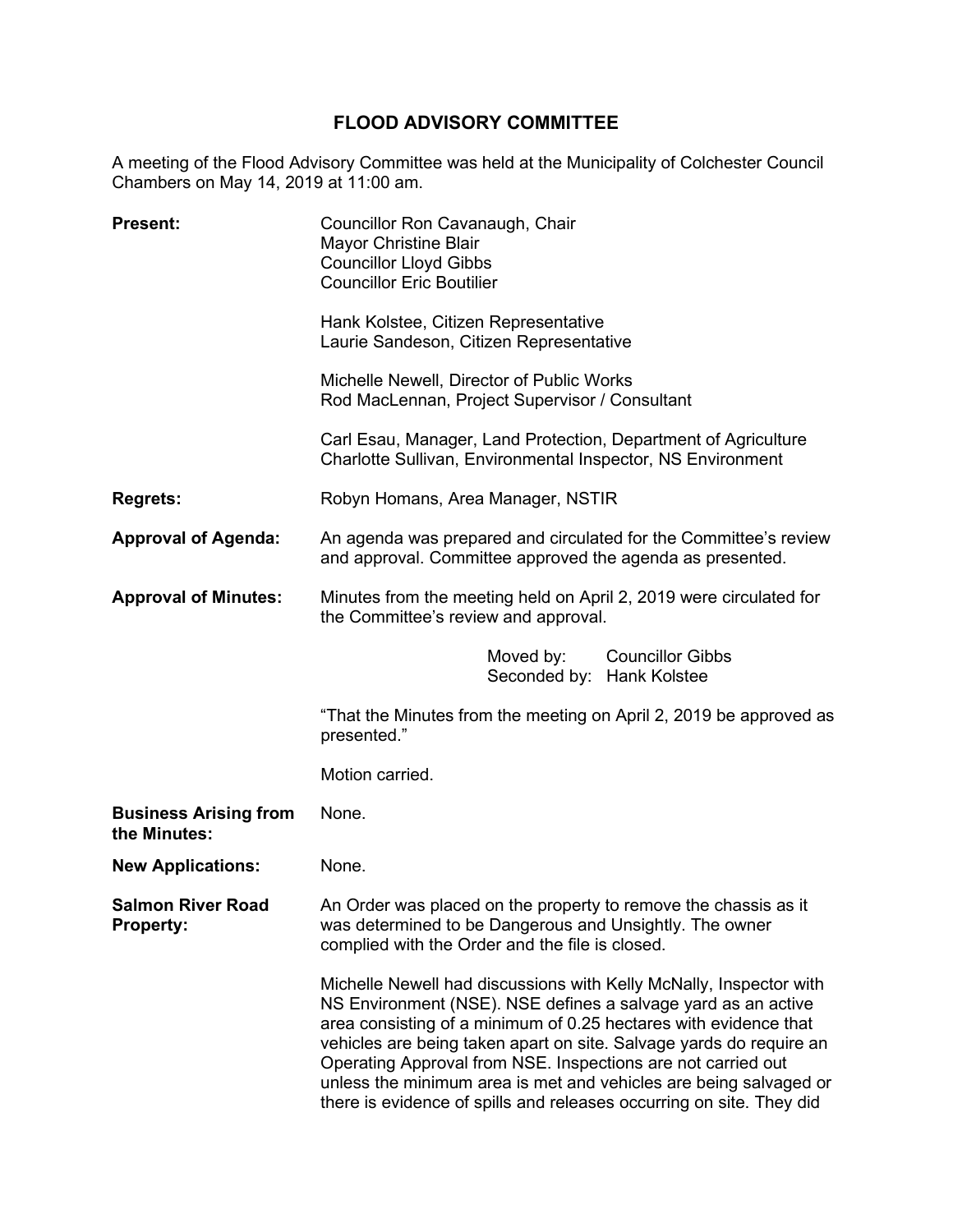# FLOOD ADVISORY COMMITTEE

A meeting of the Flood Advisory Committee was held at the Municipality of Colchester Council Chambers on May 14, 2019 at 11:00 am.

**Present:**

Councillor Ron Cavanaugh, Chair
Mayor Christine Blair
Councillor Lloyd Gibbs
Councillor Eric Boutilier

Hank Kolstee, Citizen Representative
Laurie Sandeson, Citizen Representative

Michelle Newell, Director of Public Works
Rod MacLennan, Project Supervisor / Consultant

Carl Esau, Manager, Land Protection, Department of Agriculture
Charlotte Sullivan, Environmental Inspector, NS Environment

**Regrets:** Robyn Homans, Area Manager, NSTIR

**Approval of Agenda:** An agenda was prepared and circulated for the Committee's review and approval. Committee approved the agenda as presented.

**Approval of Minutes:** Minutes from the meeting held on April 2, 2019 were circulated for the Committee's review and approval.

Moved by: Councillor Gibbs
Seconded by: Hank Kolstee

"That the Minutes from the meeting on April 2, 2019 be approved as presented."

Motion carried.

**Business Arising from the Minutes:** None.

**New Applications:** None.

**Salmon River Road Property:** An Order was placed on the property to remove the chassis as it was determined to be Dangerous and Unsightly. The owner complied with the Order and the file is closed.

Michelle Newell had discussions with Kelly McNally, Inspector with NS Environment (NSE). NSE defines a salvage yard as an active area consisting of a minimum of 0.25 hectares with evidence that vehicles are being taken apart on site. Salvage yards do require an Operating Approval from NSE. Inspections are not carried out unless the minimum area is met and vehicles are being salvaged or there is evidence of spills and releases occurring on site. They did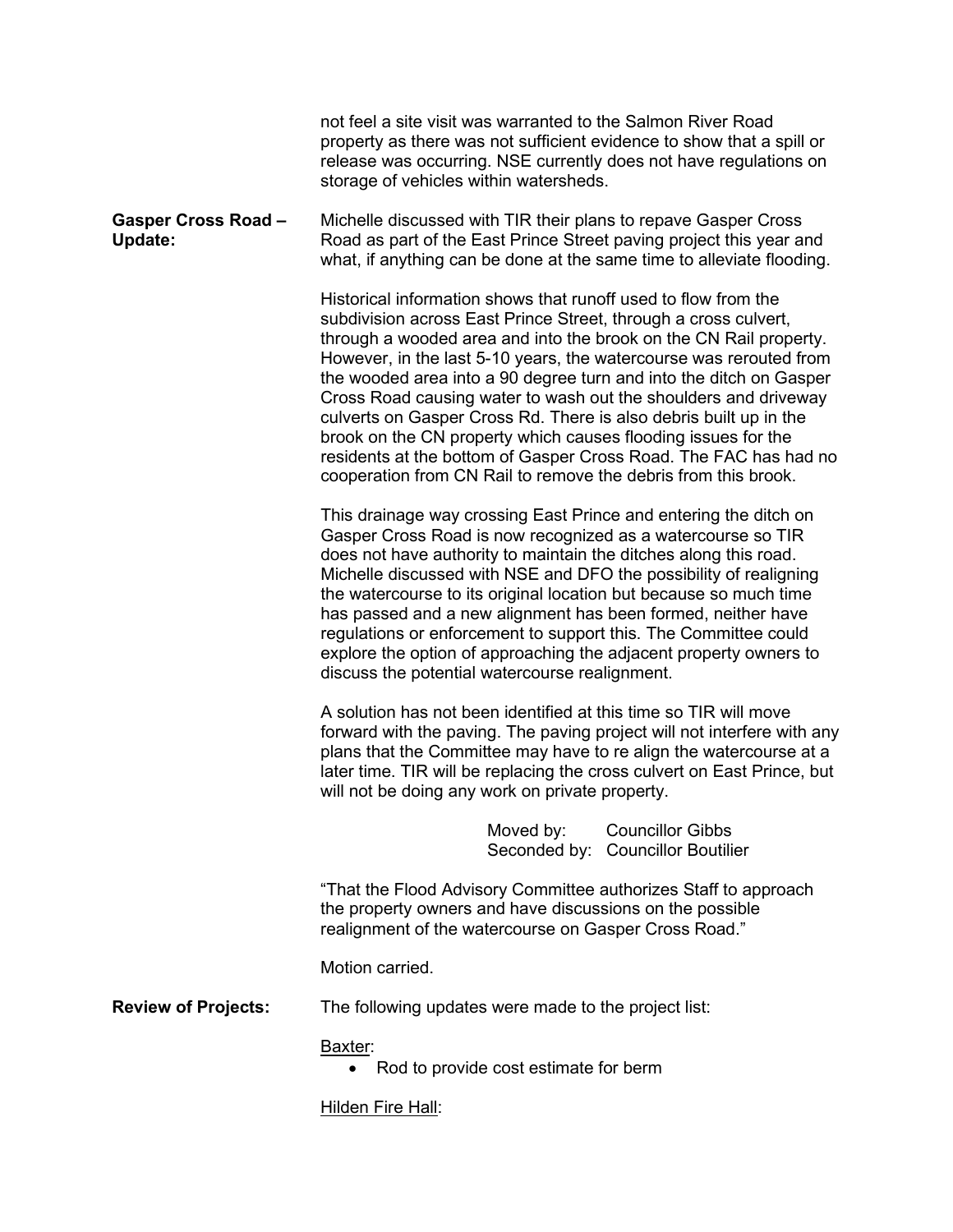not feel a site visit was warranted to the Salmon River Road property as there was not sufficient evidence to show that a spill or release was occurring. NSE currently does not have regulations on storage of vehicles within watersheds.

**Gasper Cross Road – Update:**

Michelle discussed with TIR their plans to repave Gasper Cross Road as part of the East Prince Street paving project this year and what, if anything can be done at the same time to alleviate flooding.

Historical information shows that runoff used to flow from the subdivision across East Prince Street, through a cross culvert, through a wooded area and into the brook on the CN Rail property. However, in the last 5-10 years, the watercourse was rerouted from the wooded area into a 90 degree turn and into the ditch on Gasper Cross Road causing water to wash out the shoulders and driveway culverts on Gasper Cross Rd. There is also debris built up in the brook on the CN property which causes flooding issues for the residents at the bottom of Gasper Cross Road. The FAC has had no cooperation from CN Rail to remove the debris from this brook.

This drainage way crossing East Prince and entering the ditch on Gasper Cross Road is now recognized as a watercourse so TIR does not have authority to maintain the ditches along this road. Michelle discussed with NSE and DFO the possibility of realigning the watercourse to its original location but because so much time has passed and a new alignment has been formed, neither have regulations or enforcement to support this. The Committee could explore the option of approaching the adjacent property owners to discuss the potential watercourse realignment.

A solution has not been identified at this time so TIR will move forward with the paving. The paving project will not interfere with any plans that the Committee may have to re align the watercourse at a later time. TIR will be replacing the cross culvert on East Prince, but will not be doing any work on private property.

Moved by: Councillor Gibbs
Seconded by: Councillor Boutilier

"That the Flood Advisory Committee authorizes Staff to approach the property owners and have discussions on the possible realignment of the watercourse on Gasper Cross Road."

Motion carried.

**Review of Projects:**

The following updates were made to the project list:

Baxter:

- Rod to provide cost estimate for berm

Hilden Fire Hall: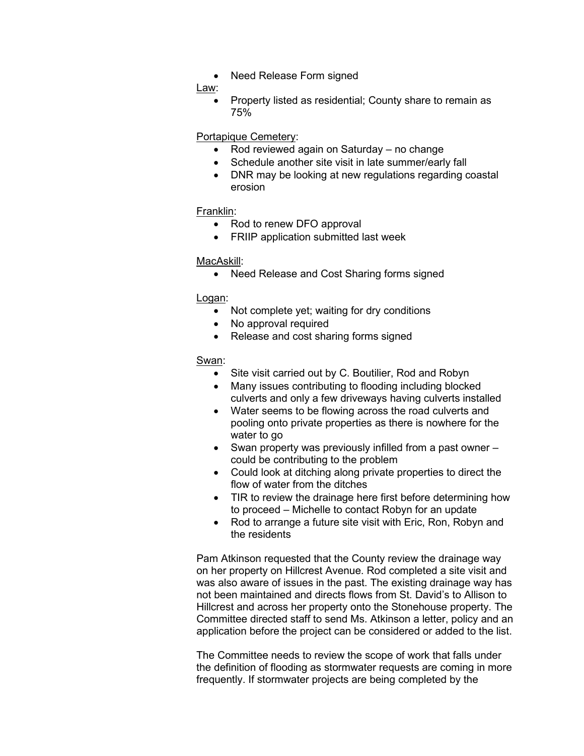- Need Release Form signed

Law:

- Property listed as residential; County share to remain as 75%

Portapique Cemetery:

- Rod reviewed again on Saturday – no change
- Schedule another site visit in late summer/early fall
- DNR may be looking at new regulations regarding coastal erosion

Franklin:

- Rod to renew DFO approval
- FRIIP application submitted last week

MacAskill:

- Need Release and Cost Sharing forms signed

Logan:

- Not complete yet; waiting for dry conditions
- No approval required
- Release and cost sharing forms signed

Swan:

- Site visit carried out by C. Boutilier, Rod and Robyn
- Many issues contributing to flooding including blocked culverts and only a few driveways having culverts installed
- Water seems to be flowing across the road culverts and pooling onto private properties as there is nowhere for the water to go
- Swan property was previously infilled from a past owner – could be contributing to the problem
- Could look at ditching along private properties to direct the flow of water from the ditches
- TIR to review the drainage here first before determining how to proceed – Michelle to contact Robyn for an update
- Rod to arrange a future site visit with Eric, Ron, Robyn and the residents

Pam Atkinson requested that the County review the drainage way on her property on Hillcrest Avenue. Rod completed a site visit and was also aware of issues in the past. The existing drainage way has not been maintained and directs flows from St. David's to Allison to Hillcrest and across her property onto the Stonehouse property. The Committee directed staff to send Ms. Atkinson a letter, policy and an application before the project can be considered or added to the list.

The Committee needs to review the scope of work that falls under the definition of flooding as stormwater requests are coming in more frequently. If stormwater projects are being completed by the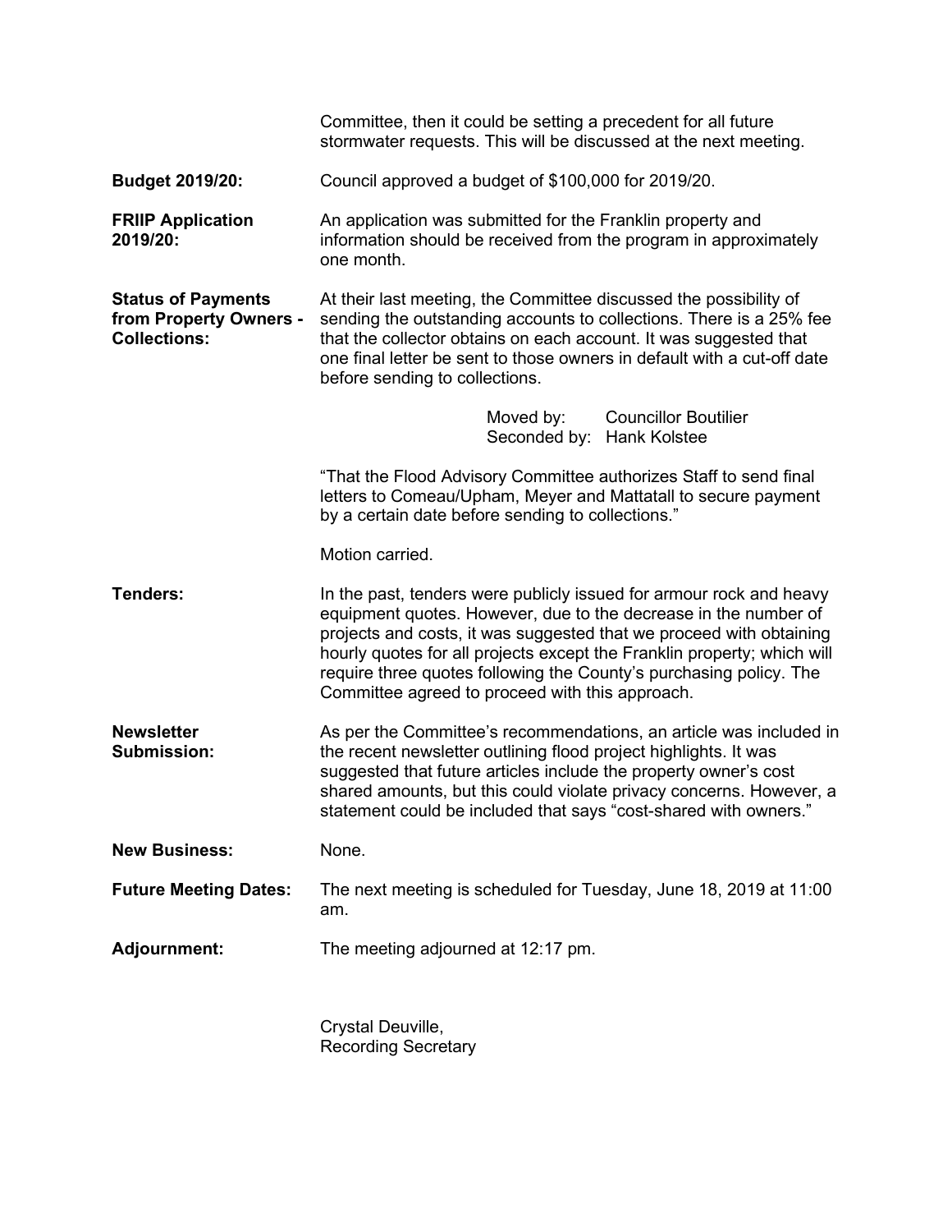Committee, then it could be setting a precedent for all future stormwater requests. This will be discussed at the next meeting.

**Budget 2019/20:** Council approved a budget of $100,000 for 2019/20.

**FRIIP Application 2019/20:** An application was submitted for the Franklin property and information should be received from the program in approximately one month.

**Status of Payments from Property Owners - Collections:** At their last meeting, the Committee discussed the possibility of sending the outstanding accounts to collections. There is a 25% fee that the collector obtains on each account. It was suggested that one final letter be sent to those owners in default with a cut-off date before sending to collections.

Moved by: Councillor Boutilier
Seconded by: Hank Kolstee

"That the Flood Advisory Committee authorizes Staff to send final letters to Comeau/Upham, Meyer and Mattatall to secure payment by a certain date before sending to collections."

Motion carried.

**Tenders:** In the past, tenders were publicly issued for armour rock and heavy equipment quotes. However, due to the decrease in the number of projects and costs, it was suggested that we proceed with obtaining hourly quotes for all projects except the Franklin property; which will require three quotes following the County's purchasing policy. The Committee agreed to proceed with this approach.

**Newsletter Submission:** As per the Committee's recommendations, an article was included in the recent newsletter outlining flood project highlights. It was suggested that future articles include the property owner's cost shared amounts, but this could violate privacy concerns. However, a statement could be included that says "cost-shared with owners."

**New Business:** None.

**Future Meeting Dates:** The next meeting is scheduled for Tuesday, June 18, 2019 at 11:00 am.

**Adjournment:** The meeting adjourned at 12:17 pm.

Crystal Deuville,
Recording Secretary